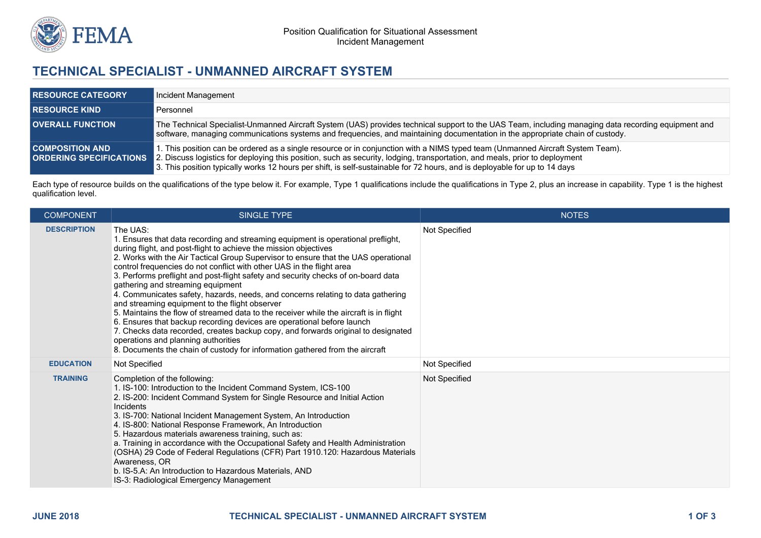Position Qualification for Situational Assessment
Incident Management

# TECHNICAL SPECIALIST - UNMANNED AIRCRAFT SYSTEM

| | |
|---|---|
| **RESOURCE CATEGORY** | Incident Management |
| **RESOURCE KIND** | Personnel |
| **OVERALL FUNCTION** | The Technical Specialist-Unmanned Aircraft System (UAS) provides technical support to the UAS Team, including managing data recording equipment and software, managing communications systems and frequencies, and maintaining documentation in the appropriate chain of custody. |
| **COMPOSITION AND ORDERING SPECIFICATIONS** | 1. This position can be ordered as a single resource or in conjunction with a NIMS typed team (Unmanned Aircraft System Team).<br>2. Discuss logistics for deploying this position, such as security, lodging, transportation, and meals, prior to deployment<br>3. This position typically works 12 hours per shift, is self-sustainable for 72 hours, and is deployable for up to 14 days |

Each type of resource builds on the qualifications of the type below it. For example, Type 1 qualifications include the qualifications in Type 2, plus an increase in capability. Type 1 is the highest qualification level.

| COMPONENT | SINGLE TYPE | NOTES |
|---|---|---|
| **DESCRIPTION** | The UAS:<br>1. Ensures that data recording and streaming equipment is operational preflight, during flight, and post-flight to achieve the mission objectives<br>2. Works with the Air Tactical Group Supervisor to ensure that the UAS operational control frequencies do not conflict with other UAS in the flight area<br>3. Performs preflight and post-flight safety and security checks of on-board data gathering and streaming equipment<br>4. Communicates safety, hazards, needs, and concerns relating to data gathering and streaming equipment to the flight observer<br>5. Maintains the flow of streamed data to the receiver while the aircraft is in flight<br>6. Ensures that backup recording devices are operational before launch<br>7. Checks data recorded, creates backup copy, and forwards original to designated operations and planning authorities<br>8. Documents the chain of custody for information gathered from the aircraft | Not Specified |
| **EDUCATION** | Not Specified | Not Specified |
| **TRAINING** | Completion of the following:<br>1. IS-100: Introduction to the Incident Command System, ICS-100<br>2. IS-200: Incident Command System for Single Resource and Initial Action Incidents<br>3. IS-700: National Incident Management System, An Introduction<br>4. IS-800: National Response Framework, An Introduction<br>5. Hazardous materials awareness training, such as:<br>a. Training in accordance with the Occupational Safety and Health Administration (OSHA) 29 Code of Federal Regulations (CFR) Part 1910.120: Hazardous Materials Awareness, OR<br>b. IS-5.A: An Introduction to Hazardous Materials, AND<br>IS-3: Radiological Emergency Management | Not Specified |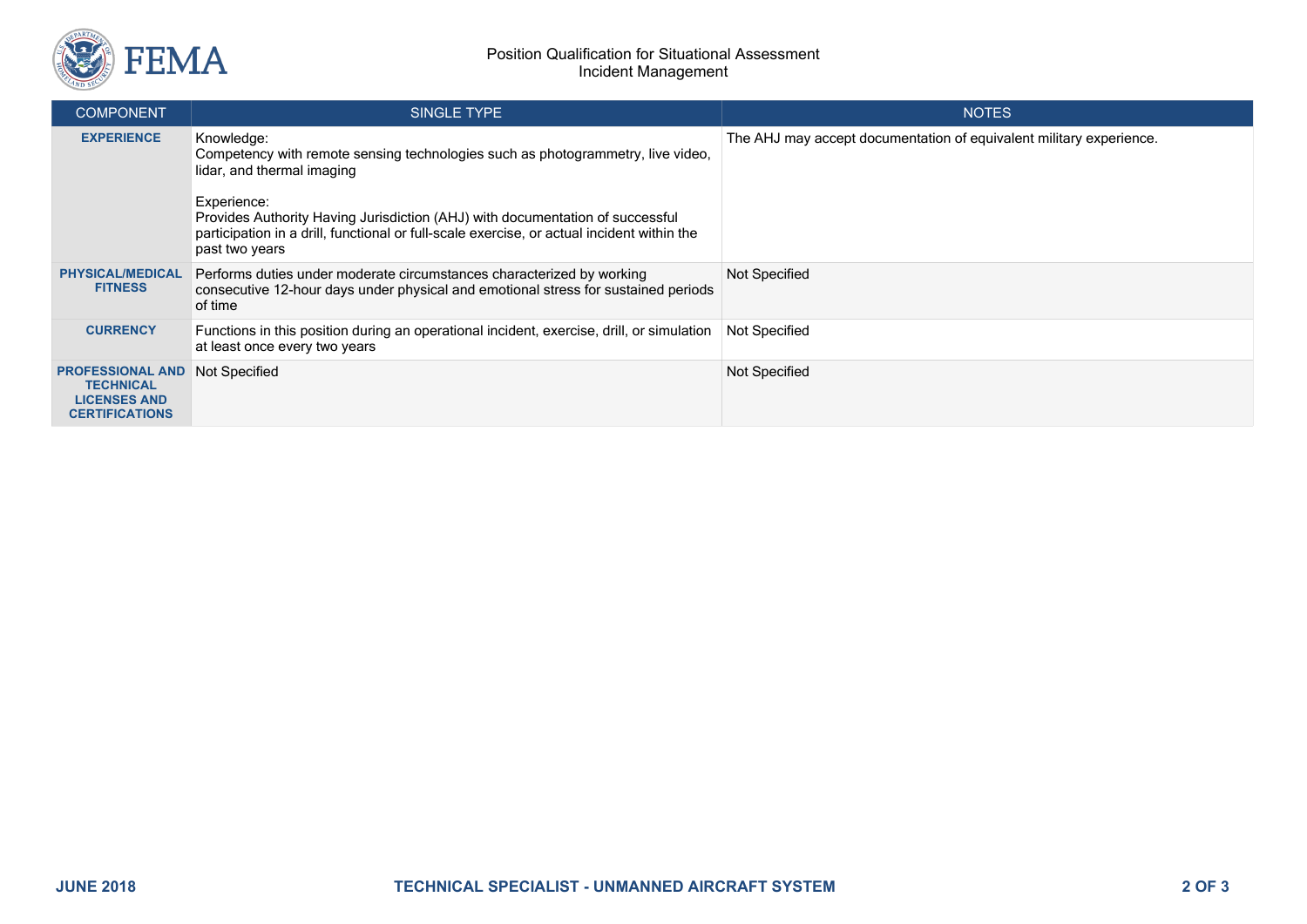| COMPONENT | SINGLE TYPE | NOTES |
| --- | --- | --- |
| **EXPERIENCE** | Knowledge:<br>Competency with remote sensing technologies such as photogrammetry, live video, lidar, and thermal imaging<br><br>Experience:<br>Provides Authority Having Jurisdiction (AHJ) with documentation of successful participation in a drill, functional or full-scale exercise, or actual incident within the past two years | The AHJ may accept documentation of equivalent military experience. |
| **PHYSICAL/MEDICAL FITNESS** | Performs duties under moderate circumstances characterized by working consecutive 12-hour days under physical and emotional stress for sustained periods of time | Not Specified |
| **CURRENCY** | Functions in this position during an operational incident, exercise, drill, or simulation at least once every two years | Not Specified |
| **PROFESSIONAL AND TECHNICAL LICENSES AND CERTIFICATIONS** | Not Specified | Not Specified |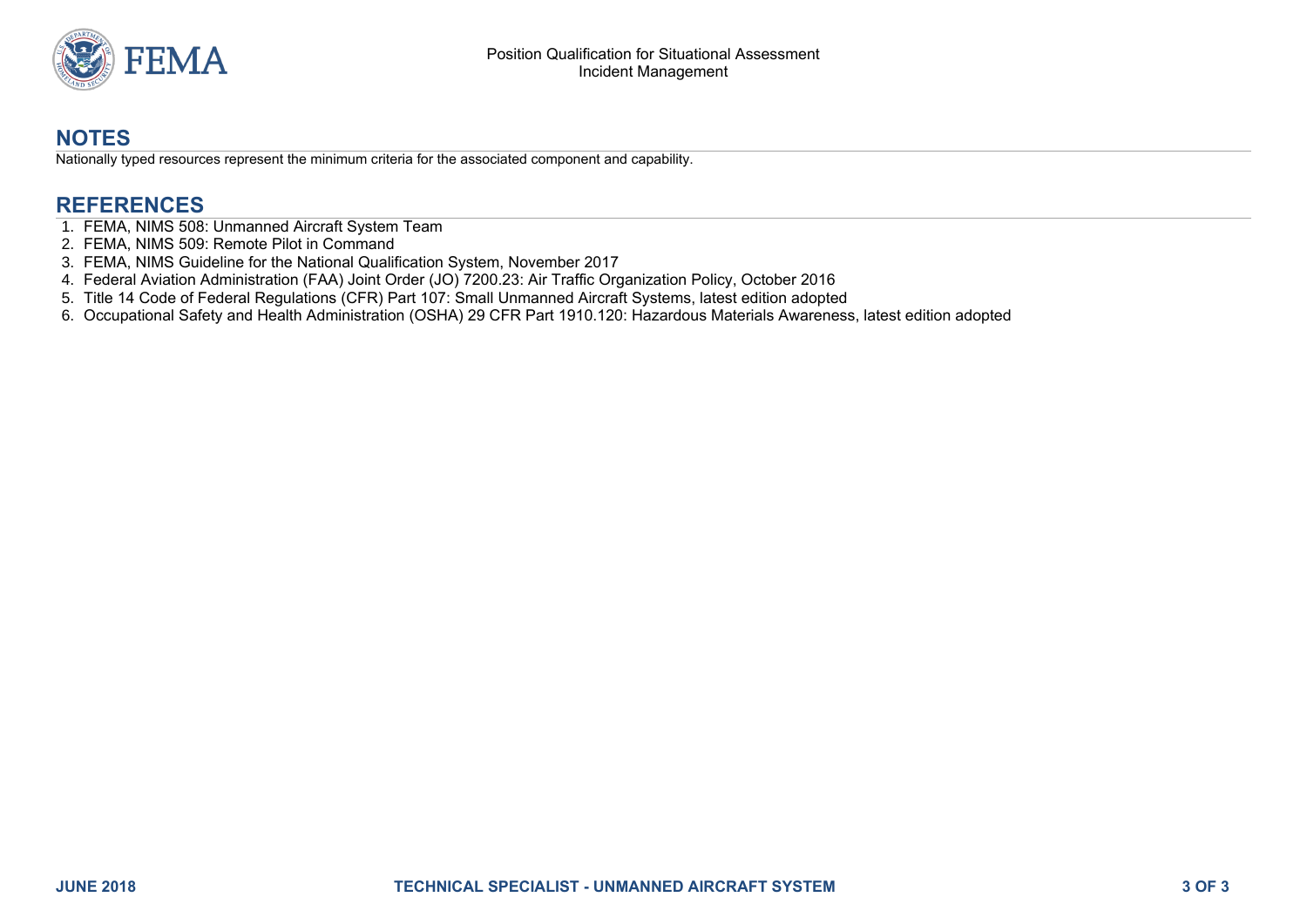## NOTES

Nationally typed resources represent the minimum criteria for the associated component and capability.

## REFERENCES

1. FEMA, NIMS 508: Unmanned Aircraft System Team
2. FEMA, NIMS 509: Remote Pilot in Command
3. FEMA, NIMS Guideline for the National Qualification System, November 2017
4. Federal Aviation Administration (FAA) Joint Order (JO) 7200.23: Air Traffic Organization Policy, October 2016
5. Title 14 Code of Federal Regulations (CFR) Part 107: Small Unmanned Aircraft Systems, latest edition adopted
6. Occupational Safety and Health Administration (OSHA) 29 CFR Part 1910.120: Hazardous Materials Awareness, latest edition adopted